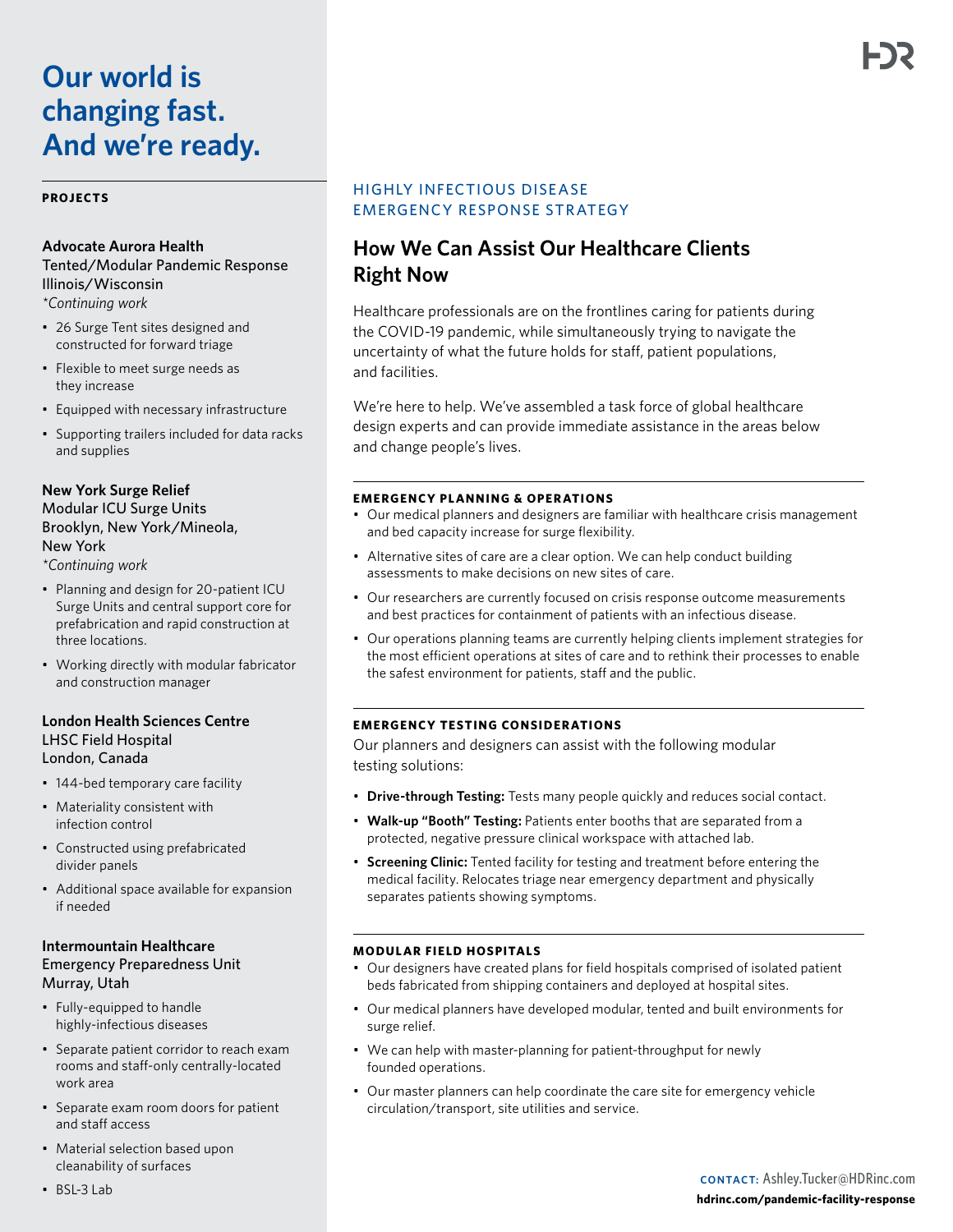# Our world is changing fast. And we're ready.

**PROJECTS**

**Advocate Aurora Health**
Tented/Modular Pandemic Response
Illinois/Wisconsin
*\*Continuing work*

- 26 Surge Tent sites designed and constructed for forward triage
- Flexible to meet surge needs as they increase
- Equipped with necessary infrastructure
- Supporting trailers included for data racks and supplies

**New York Surge Relief**
Modular ICU Surge Units
Brooklyn, New York/Mineola, New York
*\*Continuing work*

- Planning and design for 20-patient ICU Surge Units and central support core for prefabrication and rapid construction at three locations.
- Working directly with modular fabricator and construction manager

**London Health Sciences Centre**
LHSC Field Hospital
London, Canada

- 144-bed temporary care facility
- Materiality consistent with infection control
- Constructed using prefabricated divider panels
- Additional space available for expansion if needed

**Intermountain Healthcare**
Emergency Preparedness Unit
Murray, Utah

- Fully-equipped to handle highly-infectious diseases
- Separate patient corridor to reach exam rooms and staff-only centrally-located work area
- Separate exam room doors for patient and staff access
- Material selection based upon cleanability of surfaces
- BSL-3 Lab

HIGHLY INFECTIOUS DISEASE EMERGENCY RESPONSE STRATEGY

## How We Can Assist Our Healthcare Clients Right Now

Healthcare professionals are on the frontlines caring for patients during the COVID-19 pandemic, while simultaneously trying to navigate the uncertainty of what the future holds for staff, patient populations, and facilities.

We're here to help. We've assembled a task force of global healthcare design experts and can provide immediate assistance in the areas below and change people's lives.

### EMERGENCY PLANNING & OPERATIONS

- Our medical planners and designers are familiar with healthcare crisis management and bed capacity increase for surge flexibility.
- Alternative sites of care are a clear option. We can help conduct building assessments to make decisions on new sites of care.
- Our researchers are currently focused on crisis response outcome measurements and best practices for containment of patients with an infectious disease.
- Our operations planning teams are currently helping clients implement strategies for the most efficient operations at sites of care and to rethink their processes to enable the safest environment for patients, staff and the public.

### EMERGENCY TESTING CONSIDERATIONS

Our planners and designers can assist with the following modular testing solutions:

- **Drive-through Testing:** Tests many people quickly and reduces social contact.
- **Walk-up "Booth" Testing:** Patients enter booths that are separated from a protected, negative pressure clinical workspace with attached lab.
- **Screening Clinic:** Tented facility for testing and treatment before entering the medical facility. Relocates triage near emergency department and physically separates patients showing symptoms.

### MODULAR FIELD HOSPITALS

- Our designers have created plans for field hospitals comprised of isolated patient beds fabricated from shipping containers and deployed at hospital sites.
- Our medical planners have developed modular, tented and built environments for surge relief.
- We can help with master-planning for patient-throughput for newly founded operations.
- Our master planners can help coordinate the care site for emergency vehicle circulation/transport, site utilities and service.

**CONTACT:** Ashley.Tucker@HDRinc.com
**hdrinc.com/pandemic-facility-response**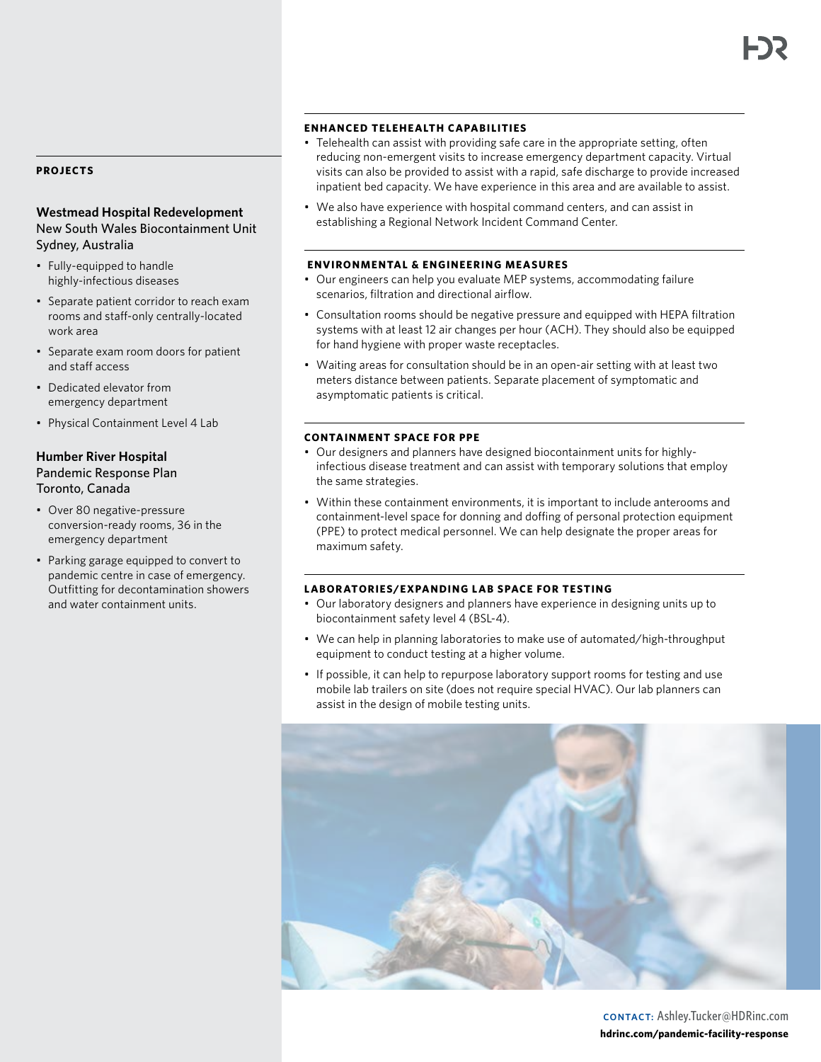## PROJECTS

### Westmead Hospital Redevelopment

New South Wales Biocontainment Unit
Sydney, Australia

- Fully-equipped to handle highly-infectious diseases
- Separate patient corridor to reach exam rooms and staff-only centrally-located work area
- Separate exam room doors for patient and staff access
- Dedicated elevator from emergency department
- Physical Containment Level 4 Lab

### Humber River Hospital

Pandemic Response Plan
Toronto, Canada

- Over 80 negative-pressure conversion-ready rooms, 36 in the emergency department
- Parking garage equipped to convert to pandemic centre in case of emergency. Outfitting for decontamination showers and water containment units.

## ENHANCED TELEHEALTH CAPABILITIES

- Telehealth can assist with providing safe care in the appropriate setting, often reducing non-emergent visits to increase emergency department capacity. Virtual visits can also be provided to assist with a rapid, safe discharge to provide increased inpatient bed capacity. We have experience in this area and are available to assist.
- We also have experience with hospital command centers, and can assist in establishing a Regional Network Incident Command Center.

## ENVIRONMENTAL & ENGINEERING MEASURES

- Our engineers can help you evaluate MEP systems, accommodating failure scenarios, filtration and directional airflow.
- Consultation rooms should be negative pressure and equipped with HEPA filtration systems with at least 12 air changes per hour (ACH). They should also be equipped for hand hygiene with proper waste receptacles.
- Waiting areas for consultation should be in an open-air setting with at least two meters distance between patients. Separate placement of symptomatic and asymptomatic patients is critical.

## CONTAINMENT SPACE FOR PPE

- Our designers and planners have designed biocontainment units for highly-infectious disease treatment and can assist with temporary solutions that employ the same strategies.
- Within these containment environments, it is important to include anterooms and containment-level space for donning and doffing of personal protection equipment (PPE) to protect medical personnel. We can help designate the proper areas for maximum safety.

## LABORATORIES/EXPANDING LAB SPACE FOR TESTING

- Our laboratory designers and planners have experience in designing units up to biocontainment safety level 4 (BSL-4).
- We can help in planning laboratories to make use of automated/high-throughput equipment to conduct testing at a higher volume.
- If possible, it can help to repurpose laboratory support rooms for testing and use mobile lab trailers on site (does not require special HVAC). Our lab planners can assist in the design of mobile testing units.

**CONTACT:** Ashley.Tucker@HDRinc.com
**hdrinc.com/pandemic-facility-response**